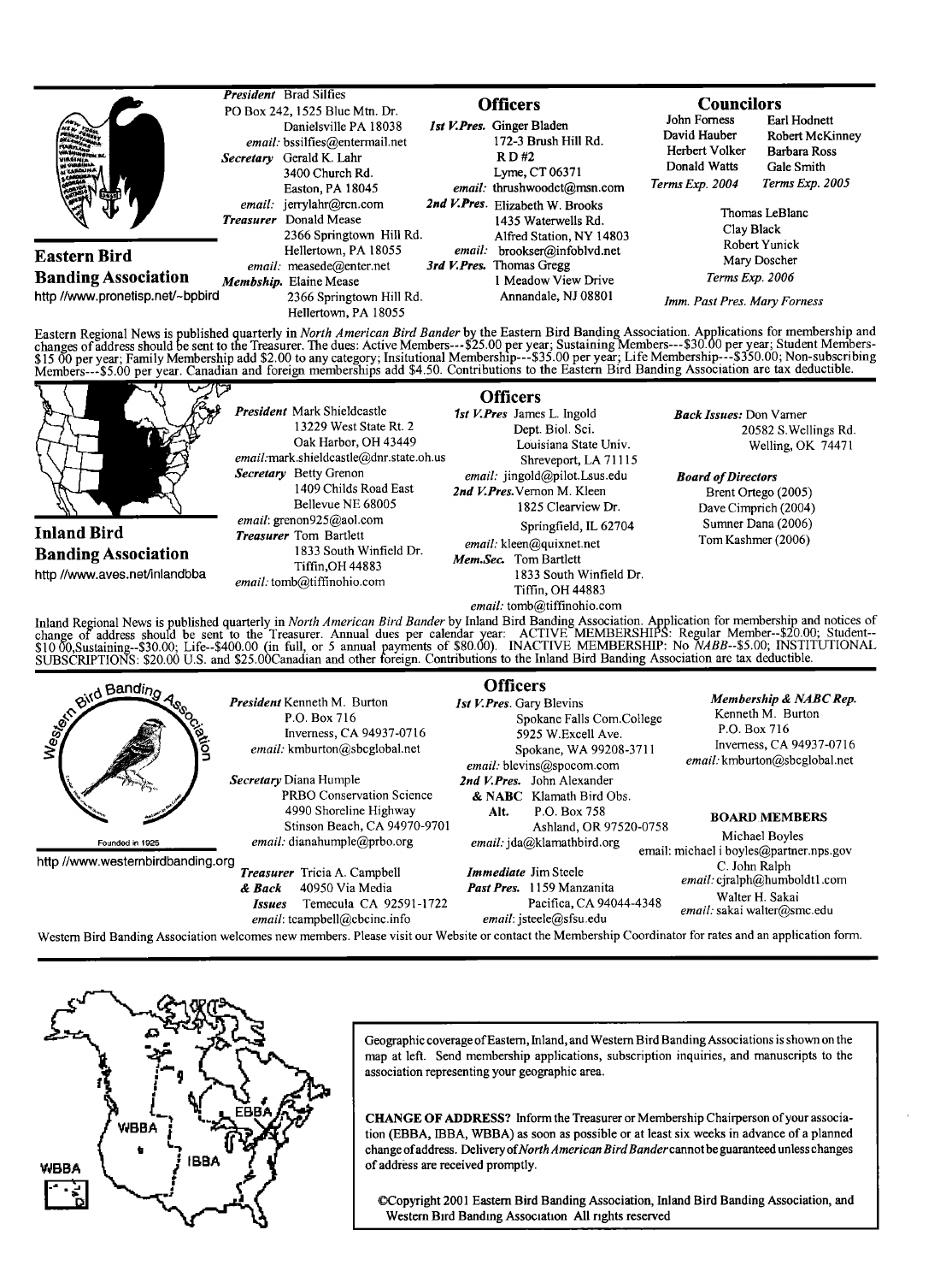## Eastern Bird Banding Association

http //www.pronetisp.net/~bpbird

*President* Brad Silfies
PO Box 242, 1525 Blue Mtn. Dr.
Danielsville PA 18038
*email:* bssilfies@entermail.net

*Secretary* Gerald K. Lahr
3400 Church Rd.
Easton, PA 18045
*email:* jerrylahr@rcn.com

*Treasurer* Donald Mease
2366 Springtown Hill Rd.
Hellertown, PA 18055
*email:* measede@enter.net

*Membship.* Elaine Mease
2366 Springtown Hill Rd.
Hellertown, PA 18055

### Officers

*1st V.Pres.* Ginger Bladen
172-3 Brush Hill Rd.
R D #2
Lyme, CT 06371
*email:* thrushwoodct@msn.com

*2nd V.Pres.* Elizabeth W. Brooks
1435 Waterwells Rd.
Alfred Station, NY 14803
*email:* brookser@infoblvd.net

*3rd V.Pres.* Thomas Gregg
1 Meadow View Drive
Annandale, NJ 08801

### Councilors

John Forness, David Hauber, Herbert Volker, Donald Watts — *Terms Exp. 2004*

Earl Hodnett, Robert McKinney, Barbara Ross, Gale Smith — *Terms Exp. 2005*

Thomas LeBlanc, Clay Black, Robert Yunick, Mary Doscher — *Terms Exp. 2006*

*Imm. Past Pres. Mary Forness*

Eastern Regional News is published quarterly in *North American Bird Bander* by the Eastern Bird Banding Association. Applications for membership and changes of address should be sent to the Treasurer. The dues: Active Members---$25.00 per year; Sustaining Members---$30.00 per year; Student Members-$15 00 per year; Family Membership add $2.00 to any category; Insitutional Membership---$35.00 per year; Life Membership---$350.00; Non-subscribing Members---$5.00 per year. Canadian and foreign memberships add $4.50. Contributions to the Eastern Bird Banding Association are tax deductible.

## Inland Bird Banding Association

http //www.aves.net/inlandbba

*President* Mark Shieldcastle
13229 West State Rt. 2
Oak Harbor, OH 43449
*email:* mark.shieldcastle@dnr.state.oh.us

*Secretary* Betty Grenon
1409 Childs Road East
Bellevue NE 68005
*email:* grenon925@aol.com

*Treasurer* Tom Bartlett
1833 South Winfield Dr.
Tiffin,OH 44883
*email:* tomb@tiffinohio.com

### Officers

*1st V.Pres* James L. Ingold
Dept. Biol. Sci.
Louisiana State Univ.
Shreveport, LA 71115
*email:* jingold@pilot.Lsus.edu

*2nd V.Pres.* Vernon M. Kleen
1825 Clearview Dr.
Springfield, IL 62704
*email:* kleen@quixnet.net

*Mem.Sec.* Tom Bartlett
1833 South Winfield Dr.
Tiffin, OH 44883
*email:* tomb@tiffinohio.com

*Back Issues:* Don Varner
20582 S.Wellings Rd.
Welling, OK 74471

*Board of Directors*
Brent Ortego (2005)
Dave Cimprich (2004)
Sumner Dana (2006)
Tom Kashmer (2006)

Inland Regional News is published quarterly in *North American Bird Bander* by Inland Bird Banding Association. Application for membership and notices of change of address should be sent to the Treasurer. Annual dues per calendar year: ACTIVE MEMBERSHIPS: Regular Member--$20.00; Student--$10 00,Sustaining--$30.00; Life--$400.00 (in full, or 5 annual payments of $80.00). INACTIVE MEMBERSHIP: No *NABB*--$5.00; INSTITUTIONAL SUBSCRIPTIONS: $20.00 U.S. and $25.00Canadian and other foreign. Contributions to the Inland Bird Banding Association are tax deductible.

## Western Bird Banding Association

Founded in 1925

http //www.westernbirdbanding.org

*President* Kenneth M. Burton
P.O. Box 716
Inverness, CA 94937-0716
*email:* kmburton@sbcglobal.net

*Secretary* Diana Humple
PRBO Conservation Science
4990 Shoreline Highway
Stinson Beach, CA 94970-9701
*email:* dianahumple@prbo.org

*Treasurer & Back Issues* Tricia A. Campbell
40950 Via Media
Temecula CA 92591-1722
*email:* tcampbell@cbcinc.info

### Officers

*1st V.Pres.* Gary Blevins
Spokane Falls Com.College
5925 W.Excell Ave.
Spokane, WA 99208-3711
*email:* blevins@spocom.com

*2nd V.Pres. & NABC Alt.* John Alexander
Klamath Bird Obs.
P.O. Box 758
Ashland, OR 97520-0758
*email:* jda@klamathbird.org

*Immediate Past Pres.* Jim Steele
1159 Manzanita
Pacifica, CA 94044-4348
*email:* jsteele@sfsu.edu

*Membership & NABC Rep.*
Kenneth M. Burton
P.O. Box 716
Inverness, CA 94937-0716
*email:* kmburton@sbcglobal.net

### BOARD MEMBERS

Michael Boyles
email: michael i boyles@partner.nps.gov

C. John Ralph
*email:* cjralph@humboldt1.com

Walter H. Sakai
*email:* sakai walter@smc.edu

Western Bird Banding Association welcomes new members. Please visit our Website or contact the Membership Coordinator for rates and an application form.

---

WBBA — IBBA — EBBA — WBBA

Geographic coverage of Eastern, Inland, and Western Bird Banding Associations is shown on the map at left. Send membership applications, subscription inquiries, and manuscripts to the association representing your geographic area.

**CHANGE OF ADDRESS?** Inform the Treasurer or Membership Chairperson of your association (EBBA, IBBA, WBBA) as soon as possible or at least six weeks in advance of a planned change of address. Delivery of *North American Bird Bander* cannot be guaranteed unless changes of address are received promptly.

©Copyright 2001 Eastern Bird Banding Association, Inland Bird Banding Association, and Western Bird Banding Association All rights reserved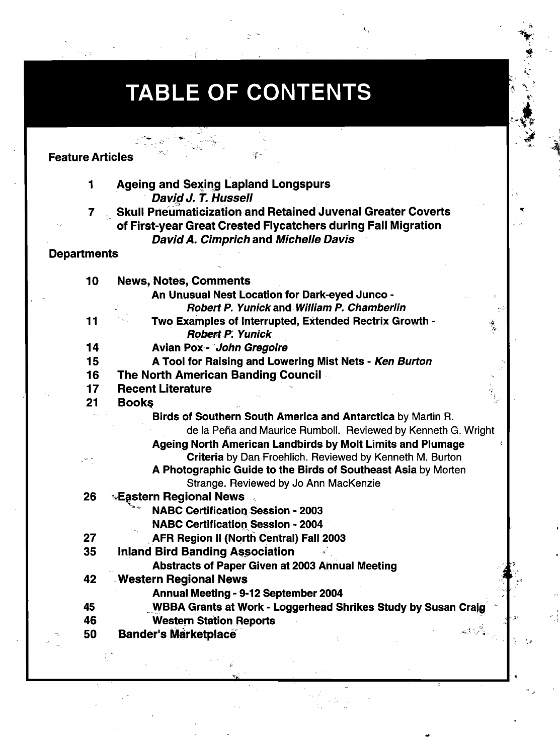# TABLE OF CONTENTS

**Feature Articles**

- **1** **Ageing and Sexing Lapland Longspurs**
  ***David J. T. Hussell***
- **7** **Skull Pneumaticization and Retained Juvenal Greater Coverts of First-year Great Crested Flycatchers during Fall Migration**
  ***David A. Cimprich*** **and** ***Michelle Davis***

**Departments**

- **10** **News, Notes, Comments**
  - **An Unusual Nest Location for Dark-eyed Junco -** ***Robert P. Yunick*** **and** ***William P. Chamberlin***
- **11** **Two Examples of Interrupted, Extended Rectrix Growth -** ***Robert P. Yunick***
- **14** **Avian Pox -** ***John Gregoire***
- **15** **A Tool for Raising and Lowering Mist Nets -** ***Ken Burton***
- **16** **The North American Banding Council**
- **17** **Recent Literature**
- **21** **Books**
  - **Birds of Southern South America and Antarctica** by Martin R. de la Peña and Maurice Rumboll. Reviewed by Kenneth G. Wright
  - **Ageing North American Landbirds by Molt Limits and Plumage Criteria** by Dan Froehlich. Reviewed by Kenneth M. Burton
  - **A Photographic Guide to the Birds of Southeast Asia** by Morten Strange. Reviewed by Jo Ann MacKenzie
- **26** **Eastern Regional News**
  - **NABC Certification Session - 2003**
  - **NABC Certification Session - 2004**
- **27** **AFR Region II (North Central) Fall 2003**
- **35** **Inland Bird Banding Association**
  - **Abstracts of Paper Given at 2003 Annual Meeting**
- **42** **Western Regional News**
  - **Annual Meeting - 9-12 September 2004**
- **45** **WBBA Grants at Work - Loggerhead Shrikes Study by Susan Craig**
- **46** **Western Station Reports**
- **50** **Bander's Marketplace**